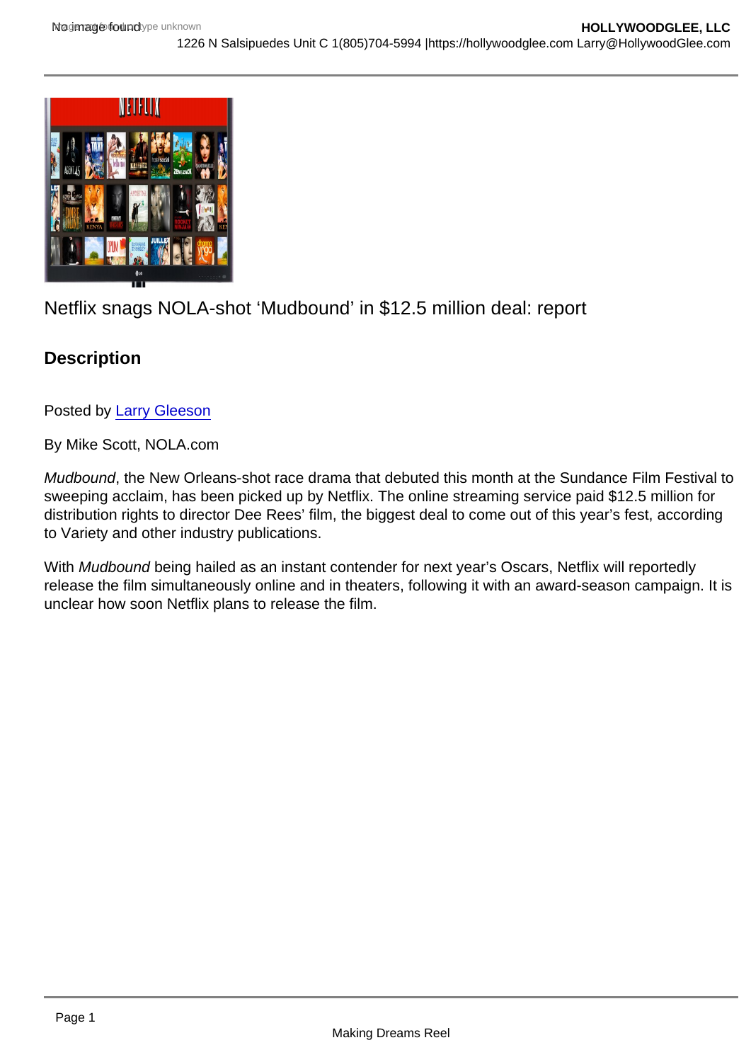Netflix snags NOLA-shot 'Mudbound' in $12.5 million deal: report

## Description

Posted by Larry Gleeson

By Mike Scott, NOLA.com

*Mudbound*, the New Orleans-shot race drama that debuted this month at the Sundance Film Festival to sweeping acclaim, has been picked up by Netflix. The online streaming service paid $12.5 million for distribution rights to director Dee Rees' film, the biggest deal to come out of this year's fest, according to Variety and other industry publications.

With *Mudbound* being hailed as an instant contender for next year's Oscars, Netflix will reportedly release the film simultaneously online and in theaters, following it with an award-season campaign. It is unclear how soon Netflix plans to release the film.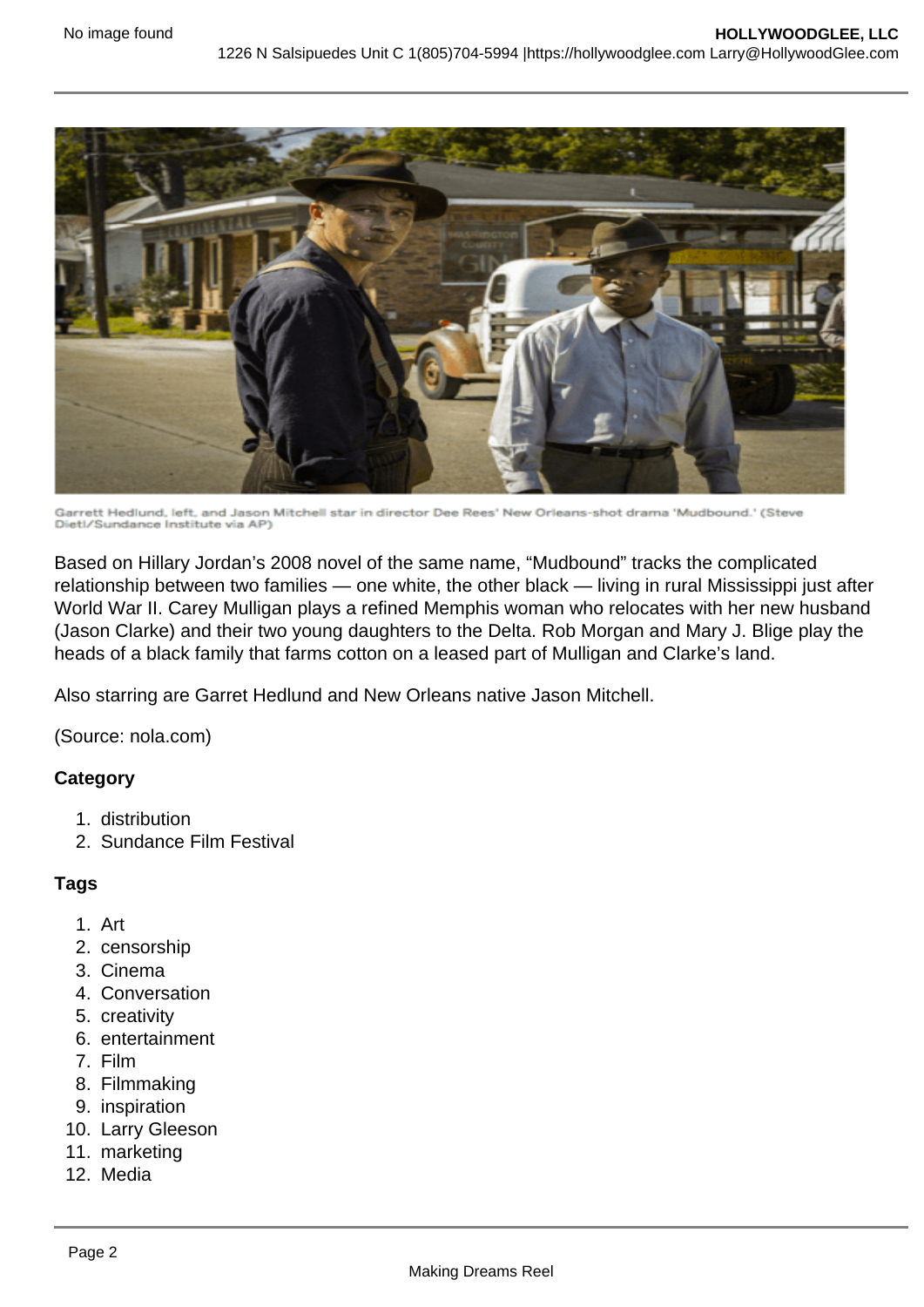Garrett Hedlund, left, and Jason Mitchell star in director Dee Rees' New Orleans-shot drama 'Mudbound.' (Steve Dietl/Sundance Institute via AP)

Based on Hillary Jordan's 2008 novel of the same name, "Mudbound" tracks the complicated relationship between two families — one white, the other black — living in rural Mississippi just after World War II. Carey Mulligan plays a refined Memphis woman who relocates with her new husband (Jason Clarke) and their two young daughters to the Delta. Rob Morgan and Mary J. Blige play the heads of a black family that farms cotton on a leased part of Mulligan and Clarke's land.

Also starring are Garret Hedlund and New Orleans native Jason Mitchell.

(Source: nola.com)

**Category**

1. distribution
2. Sundance Film Festival

**Tags**

1. Art
2. censorship
3. Cinema
4. Conversation
5. creativity
6. entertainment
7. Film
8. Filmmaking
9. inspiration
10. Larry Gleeson
11. marketing
12. Media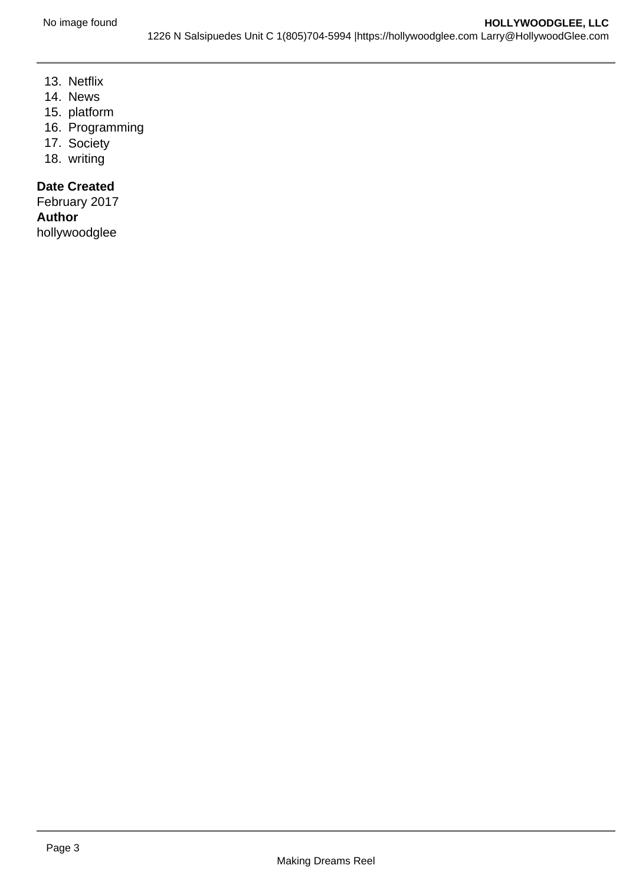13. Netflix
14. News
15. platform
16. Programming
17. Society
18. writing

**Date Created**
February 2017
**Author**
hollywoodglee